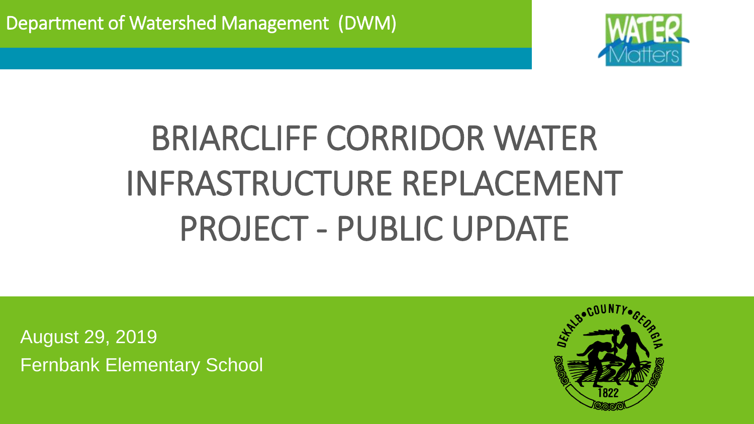Department of Watershed Management (DWM)

# BRIARCLIFF CORRIDOR WATER INFRASTRUCTURE REPLACEMENT PROJECT - PUBLIC UPDATE

August 29, 2019

Fernbank Elementary School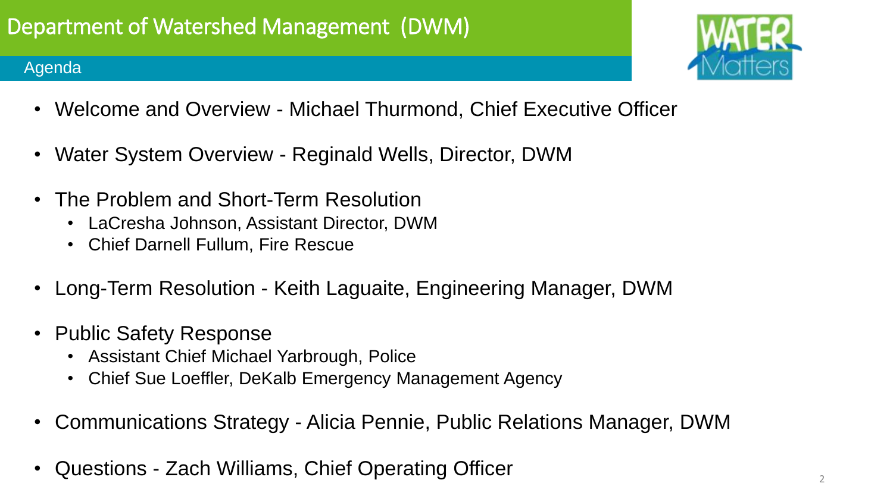# Department of Watershed Management (DWM)

## Agenda

- Welcome and Overview - Michael Thurmond, Chief Executive Officer
- Water System Overview - Reginald Wells, Director, DWM
- The Problem and Short-Term Resolution
  - LaCresha Johnson, Assistant Director, DWM
  - Chief Darnell Fullum, Fire Rescue
- Long-Term Resolution - Keith Laguaite, Engineering Manager, DWM
- Public Safety Response
  - Assistant Chief Michael Yarbrough, Police
  - Chief Sue Loeffler, DeKalb Emergency Management Agency
- Communications Strategy - Alicia Pennie, Public Relations Manager, DWM
- Questions - Zach Williams, Chief Operating Officer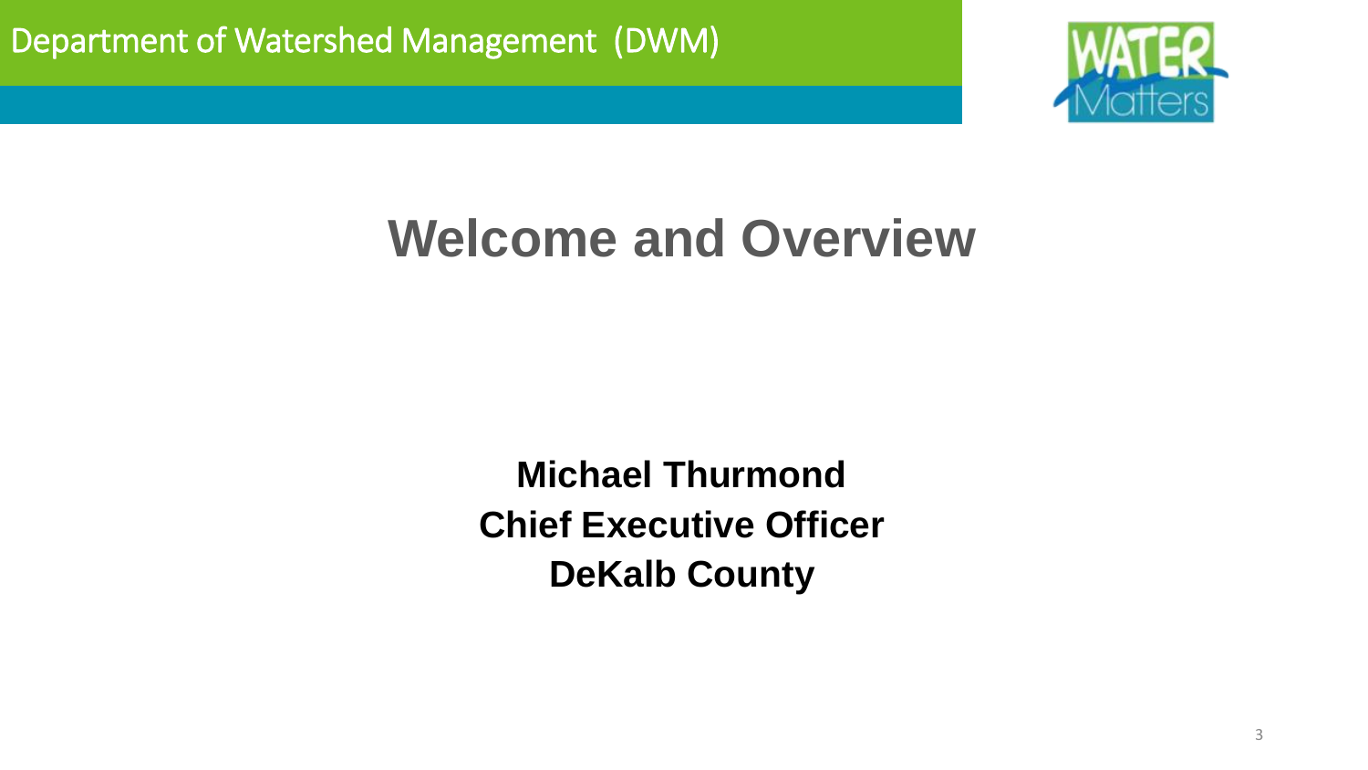# Welcome and Overview

**Michael Thurmond**
**Chief Executive Officer**
**DeKalb County**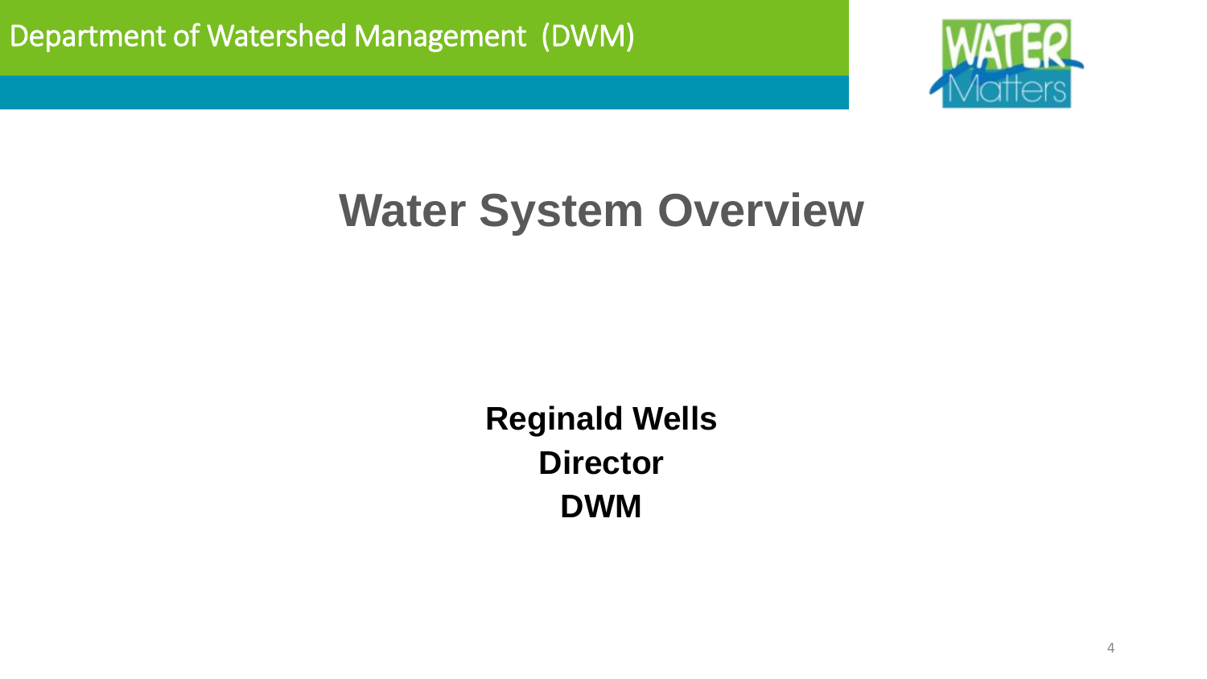Department of Watershed Management (DWM)

# Water System Overview

**Reginald Wells**
**Director**
**DWM**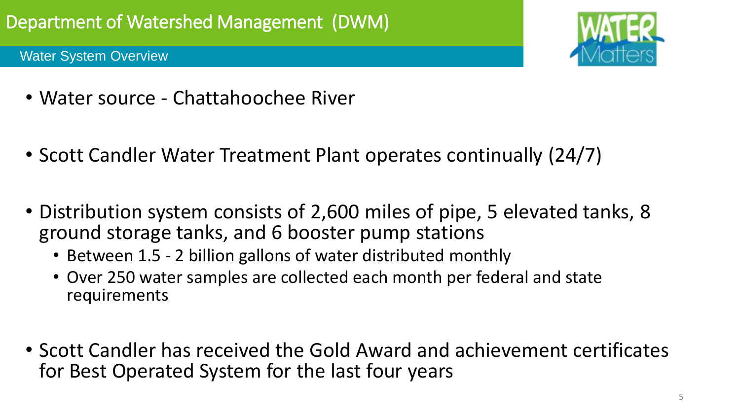# Department of Watershed Management (DWM)

## Water System Overview

- Water source - Chattahoochee River
- Scott Candler Water Treatment Plant operates continually (24/7)
- Distribution system consists of 2,600 miles of pipe, 5 elevated tanks, 8 ground storage tanks, and 6 booster pump stations
  - Between 1.5 - 2 billion gallons of water distributed monthly
  - Over 250 water samples are collected each month per federal and state requirements
- Scott Candler has received the Gold Award and achievement certificates for Best Operated System for the last four years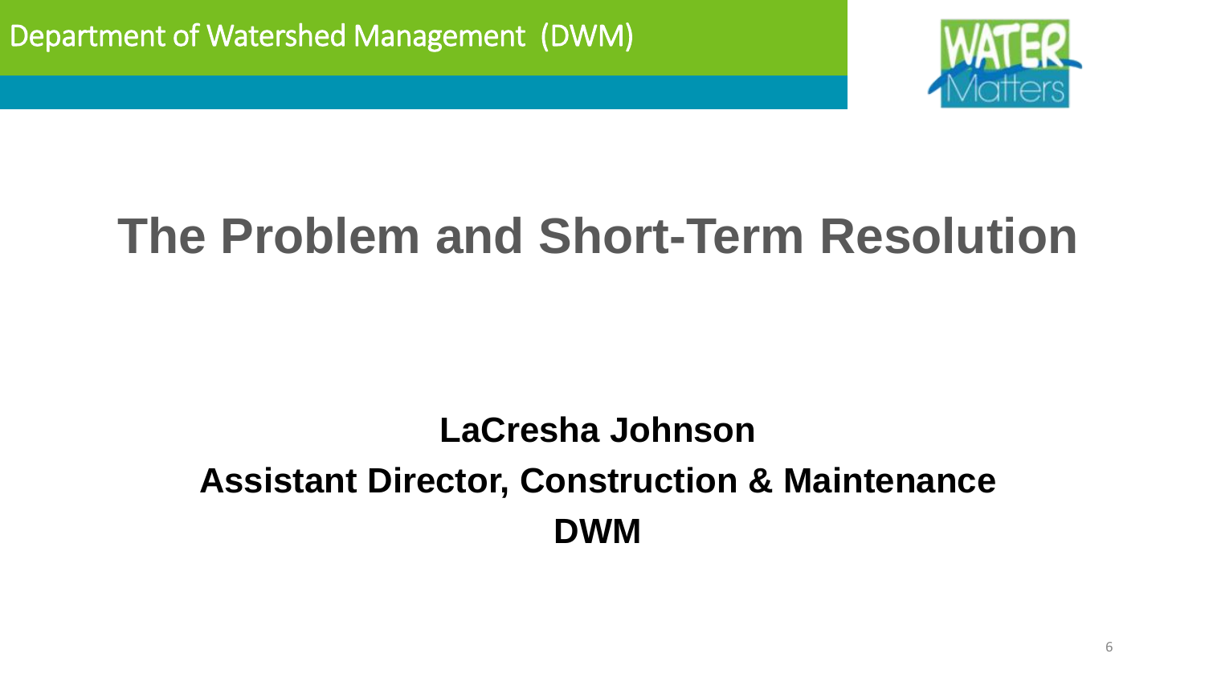Department of Watershed Management (DWM)

# The Problem and Short-Term Resolution

**LaCresha Johnson**

**Assistant Director, Construction & Maintenance**

**DWM**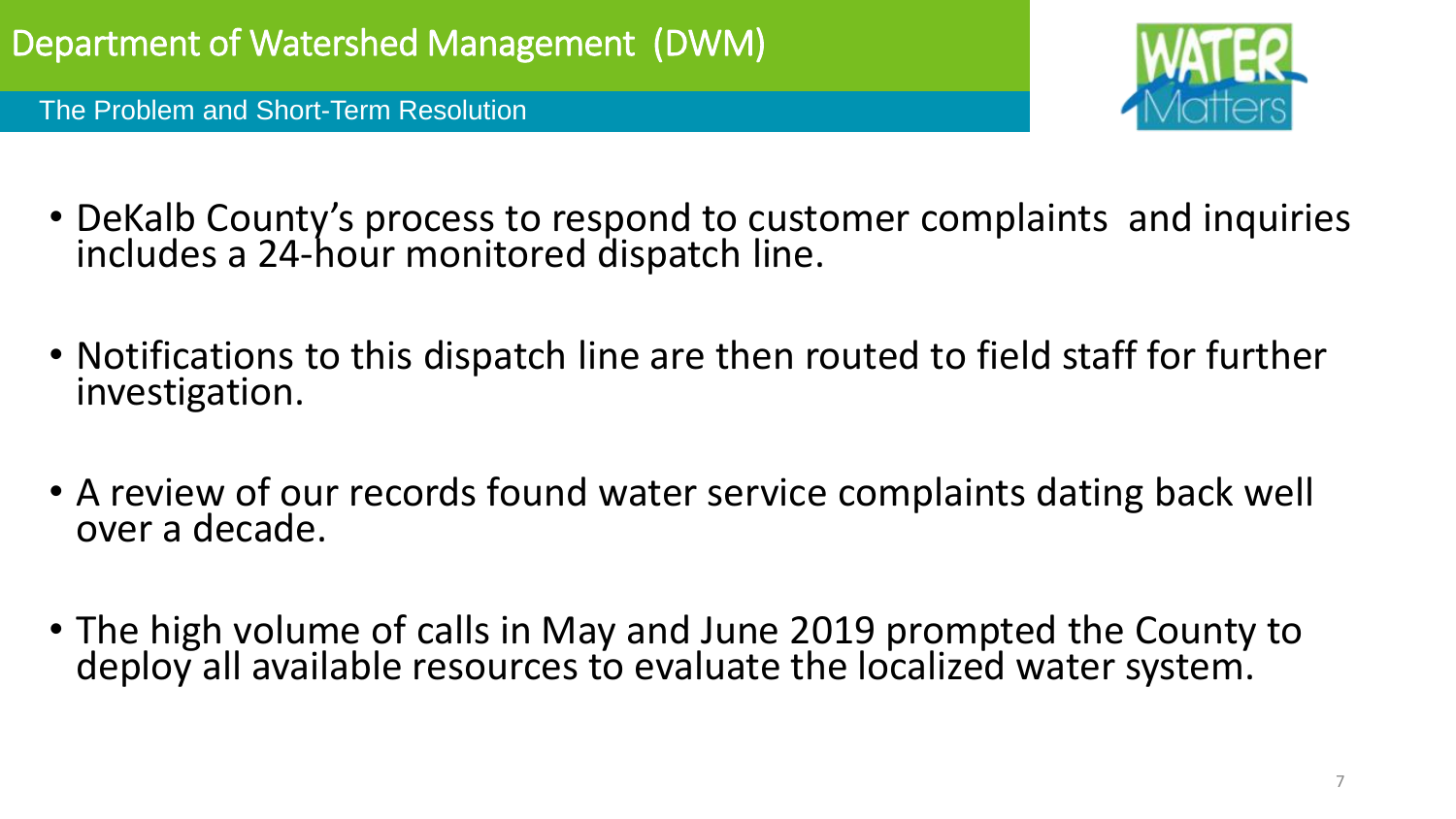# Department of Watershed Management (DWM)

## The Problem and Short-Term Resolution

- DeKalb County's process to respond to customer complaints and inquiries includes a 24-hour monitored dispatch line.
- Notifications to this dispatch line are then routed to field staff for further investigation.
- A review of our records found water service complaints dating back well over a decade.
- The high volume of calls in May and June 2019 prompted the County to deploy all available resources to evaluate the localized water system.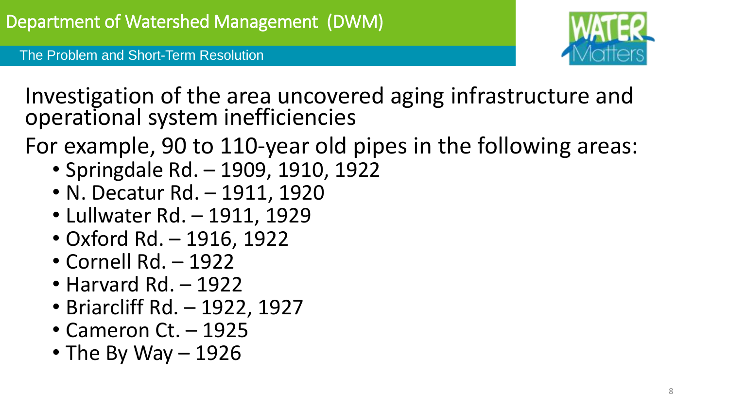# Department of Watershed Management (DWM)

## The Problem and Short-Term Resolution

Investigation of the area uncovered aging infrastructure and operational system inefficiencies

For example, 90 to 110-year old pipes in the following areas:

- Springdale Rd. – 1909, 1910, 1922
- N. Decatur Rd. – 1911, 1920
- Lullwater Rd. – 1911, 1929
- Oxford Rd. – 1916, 1922
- Cornell Rd. – 1922
- Harvard Rd. – 1922
- Briarcliff Rd. – 1922, 1927
- Cameron Ct. – 1925
- The By Way – 1926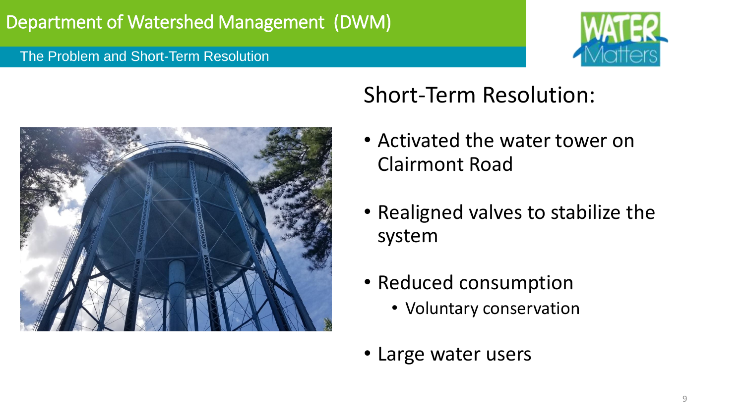# Department of Watershed Management (DWM)

## The Problem and Short-Term Resolution

### Short-Term Resolution:

- Activated the water tower on Clairmont Road
- Realigned valves to stabilize the system
- Reduced consumption
  - Voluntary conservation
- Large water users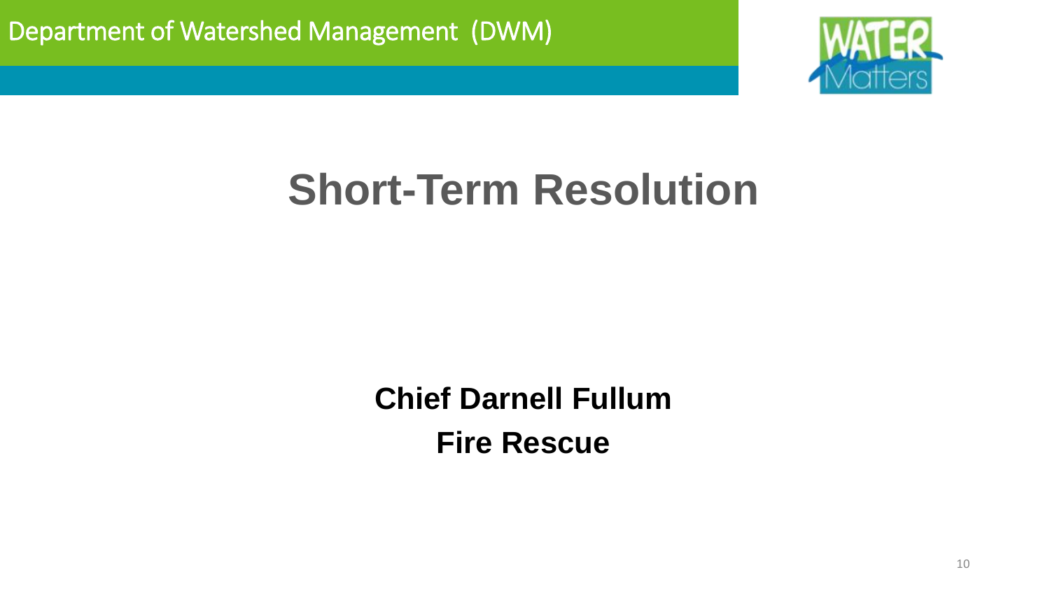Department of Watershed Management (DWM)

# Short-Term Resolution

**Chief Darnell Fullum**
**Fire Rescue**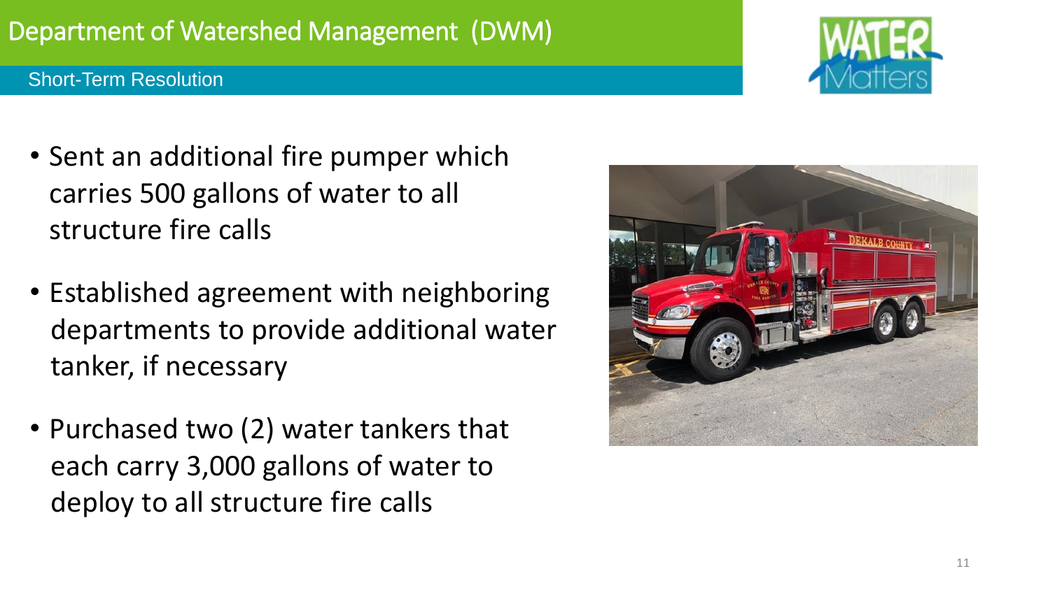# Department of Watershed Management (DWM)

## Short-Term Resolution

- Sent an additional fire pumper which carries 500 gallons of water to all structure fire calls
- Established agreement with neighboring departments to provide additional water tanker, if necessary
- Purchased two (2) water tankers that each carry 3,000 gallons of water to deploy to all structure fire calls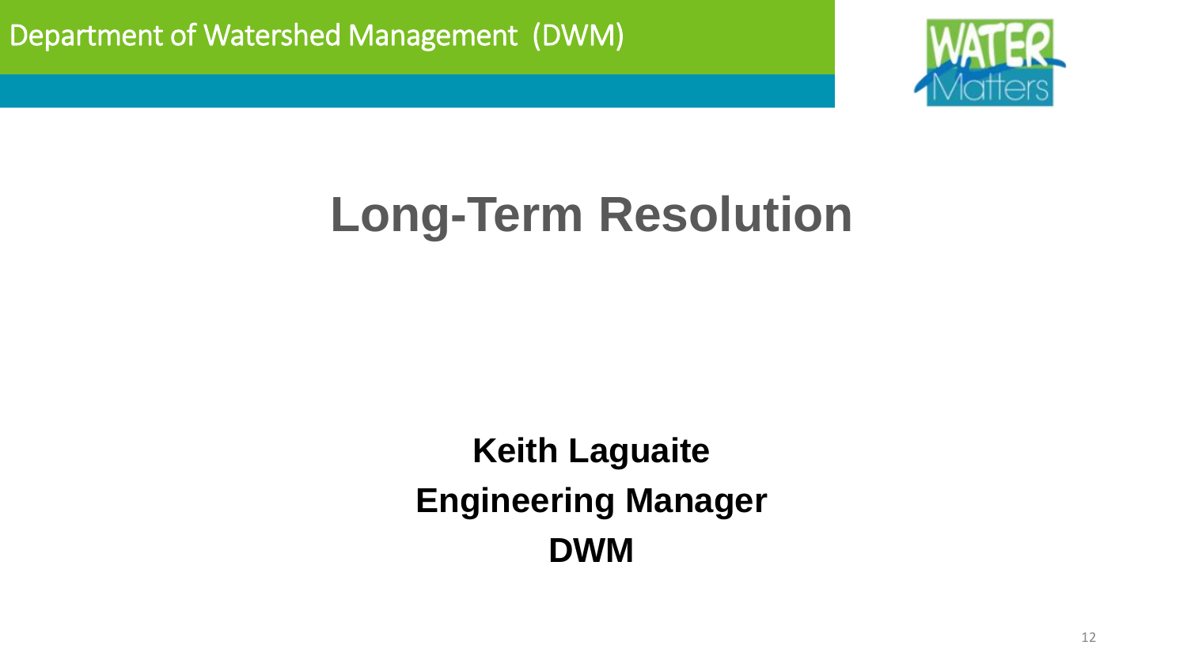Department of Watershed Management (DWM)

# Long-Term Resolution

**Keith Laguaite**
**Engineering Manager**
**DWM**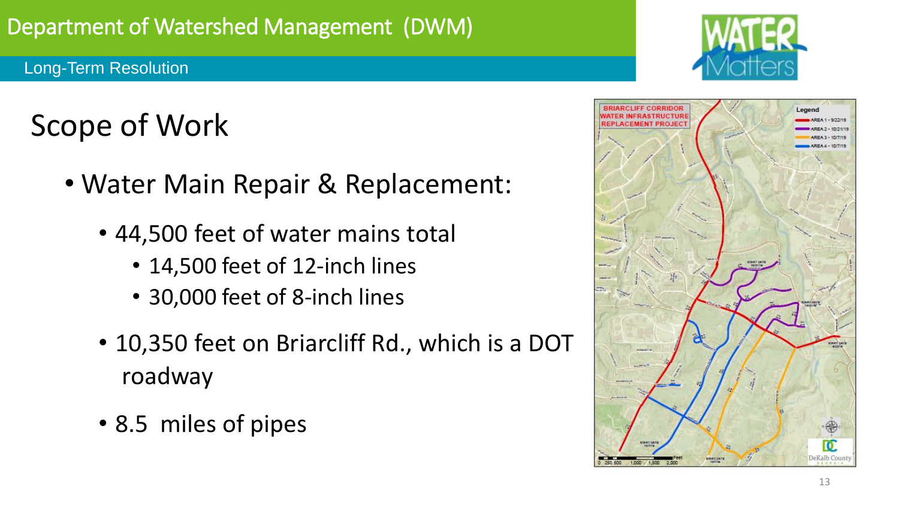Department of Watershed Management (DWM)

Long-Term Resolution

# Scope of Work

- Water Main Repair & Replacement:
  - 44,500 feet of water mains total
    - 14,500 feet of 12-inch lines
    - 30,000 feet of 8-inch lines
  - 10,350 feet on Briarcliff Rd., which is a DOT roadway
  - 8.5 miles of pipes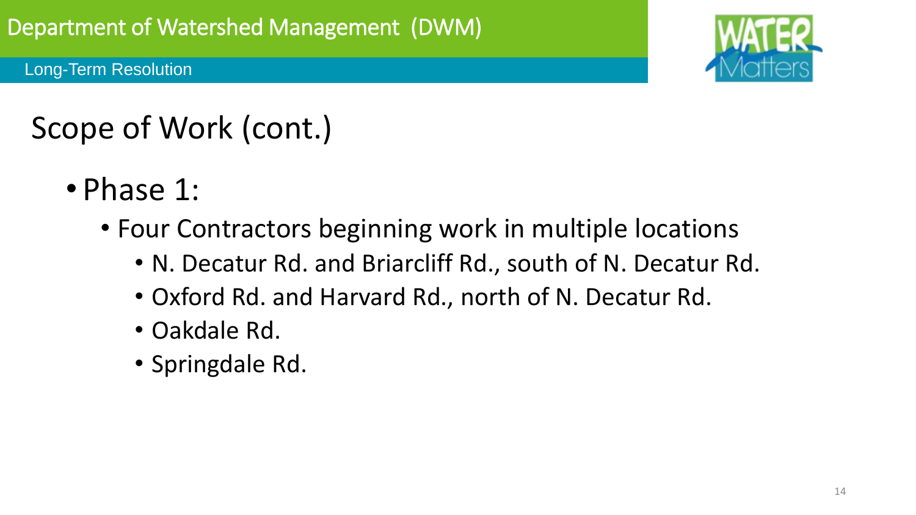# Scope of Work (cont.)

- Phase 1:
  - Four Contractors beginning work in multiple locations
    - N. Decatur Rd. and Briarcliff Rd., south of N. Decatur Rd.
    - Oxford Rd. and Harvard Rd., north of N. Decatur Rd.
    - Oakdale Rd.
    - Springdale Rd.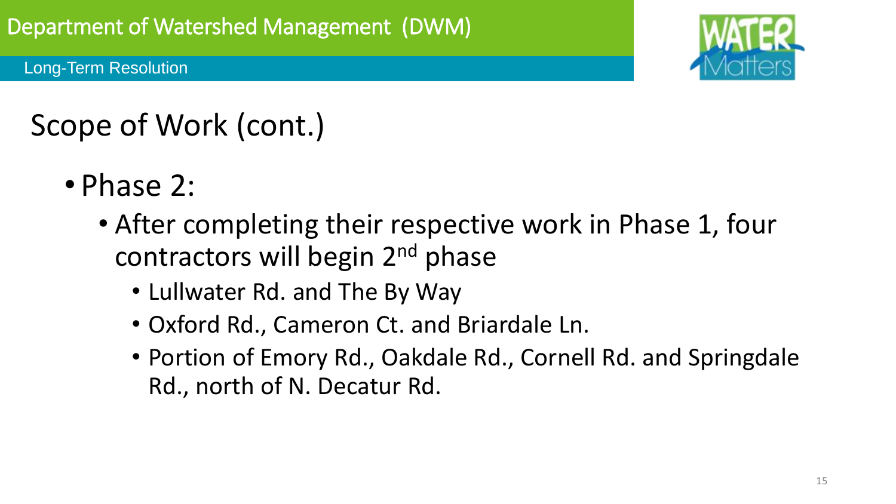Department of Watershed Management (DWM)

Long-Term Resolution

# Scope of Work (cont.)

- Phase 2:
  - After completing their respective work in Phase 1, four contractors will begin 2nd phase
    - Lullwater Rd. and The By Way
    - Oxford Rd., Cameron Ct. and Briardale Ln.
    - Portion of Emory Rd., Oakdale Rd., Cornell Rd. and Springdale Rd., north of N. Decatur Rd.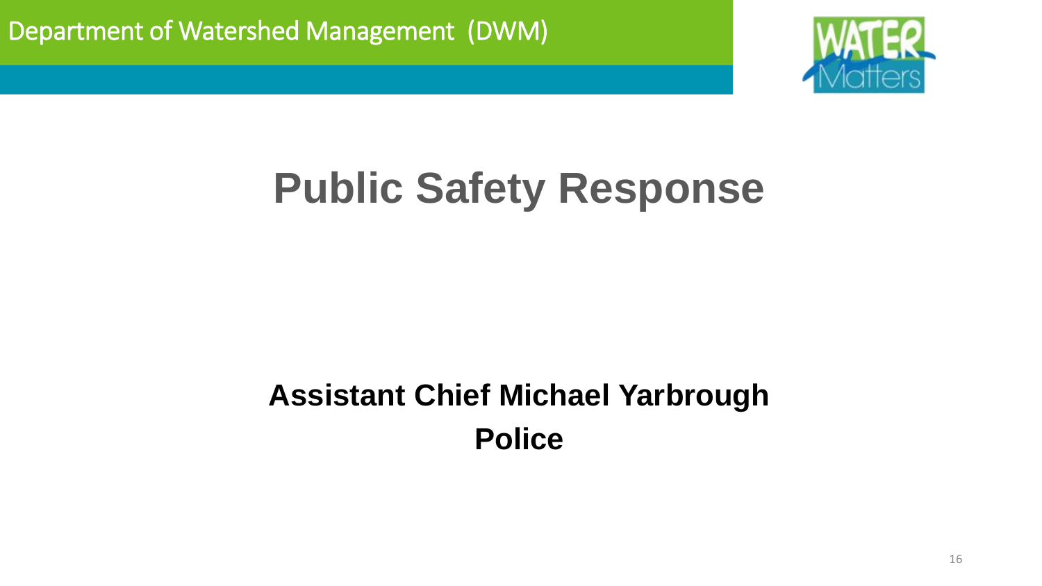Department of Watershed Management (DWM)

# Public Safety Response

**Assistant Chief Michael Yarbrough**
**Police**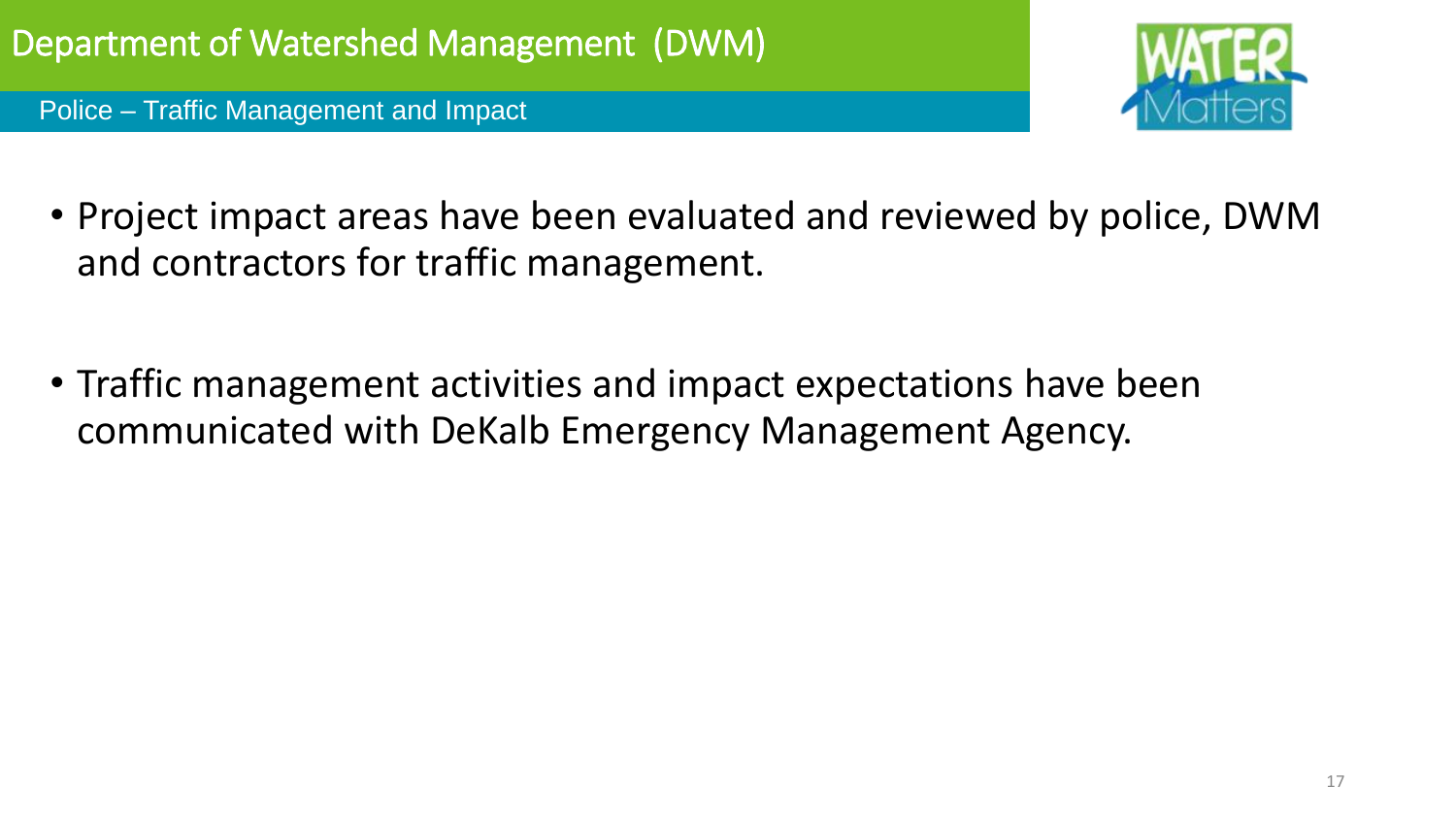# Department of Watershed Management (DWM)

## Police – Traffic Management and Impact

- Project impact areas have been evaluated and reviewed by police, DWM and contractors for traffic management.

- Traffic management activities and impact expectations have been communicated with DeKalb Emergency Management Agency.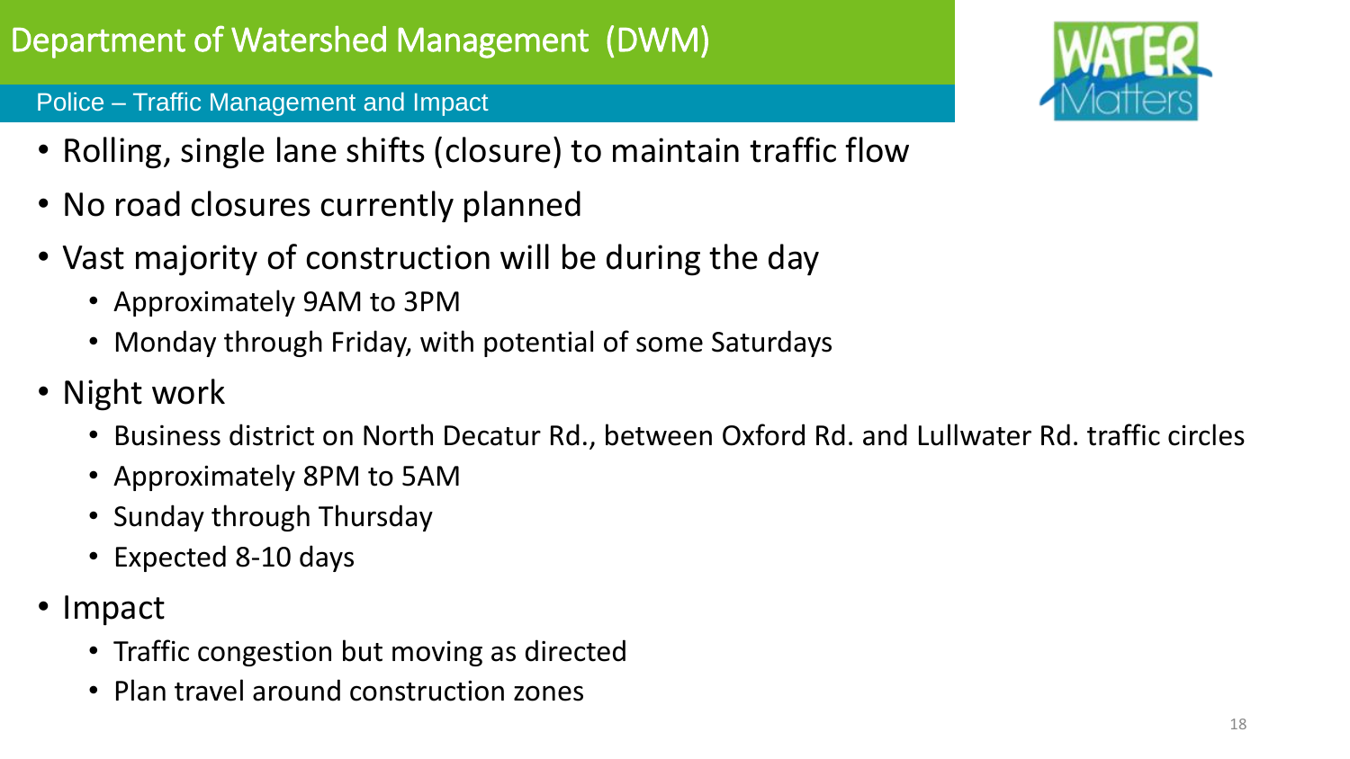# Department of Watershed Management (DWM)

## Police – Traffic Management and Impact

- Rolling, single lane shifts (closure) to maintain traffic flow
- No road closures currently planned
- Vast majority of construction will be during the day
  - Approximately 9AM to 3PM
  - Monday through Friday, with potential of some Saturdays
- Night work
  - Business district on North Decatur Rd., between Oxford Rd. and Lullwater Rd. traffic circles
  - Approximately 8PM to 5AM
  - Sunday through Thursday
  - Expected 8-10 days
- Impact
  - Traffic congestion but moving as directed
  - Plan travel around construction zones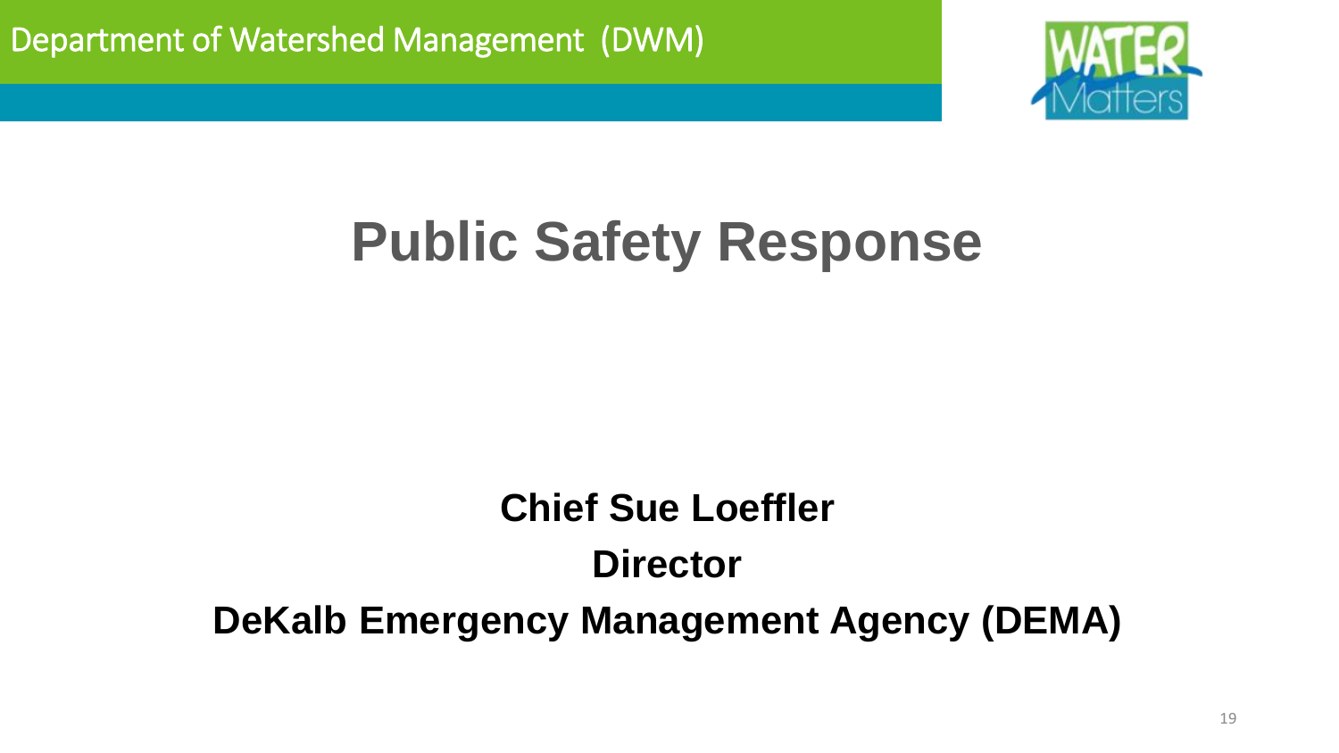# Public Safety Response

**Chief Sue Loeffler**

**Director**

**DeKalb Emergency Management Agency (DEMA)**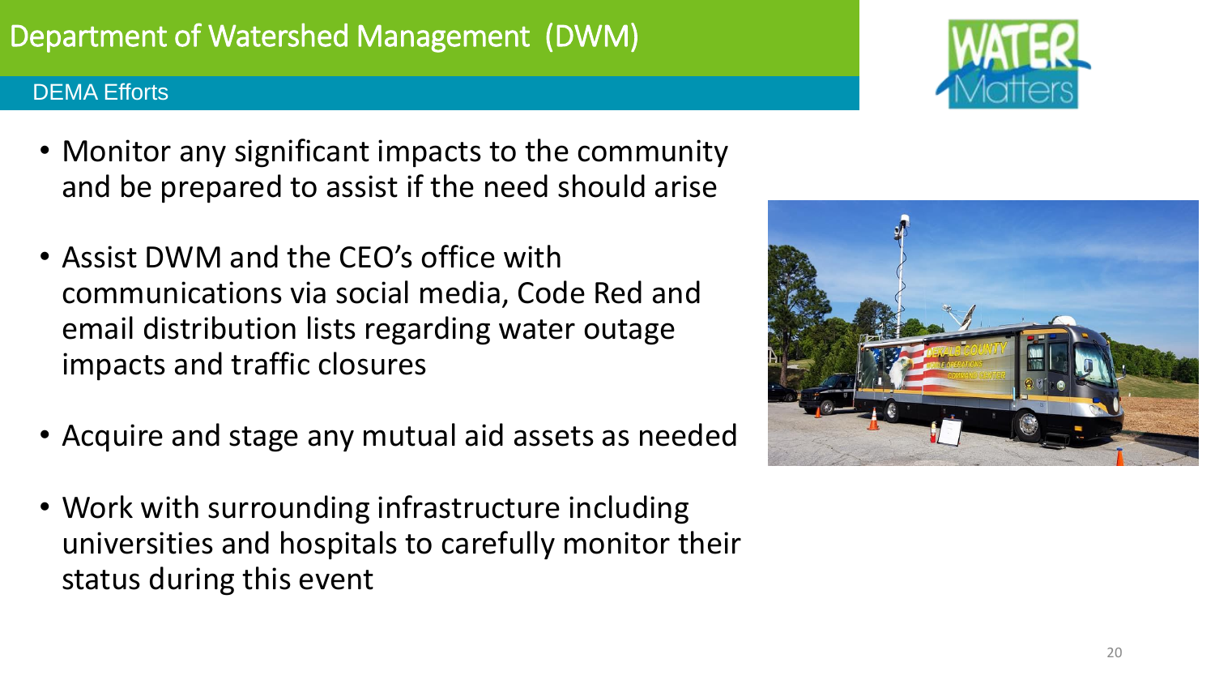# Department of Watershed Management (DWM)

## DEMA Efforts

- Monitor any significant impacts to the community and be prepared to assist if the need should arise
- Assist DWM and the CEO's office with communications via social media, Code Red and email distribution lists regarding water outage impacts and traffic closures
- Acquire and stage any mutual aid assets as needed
- Work with surrounding infrastructure including universities and hospitals to carefully monitor their status during this event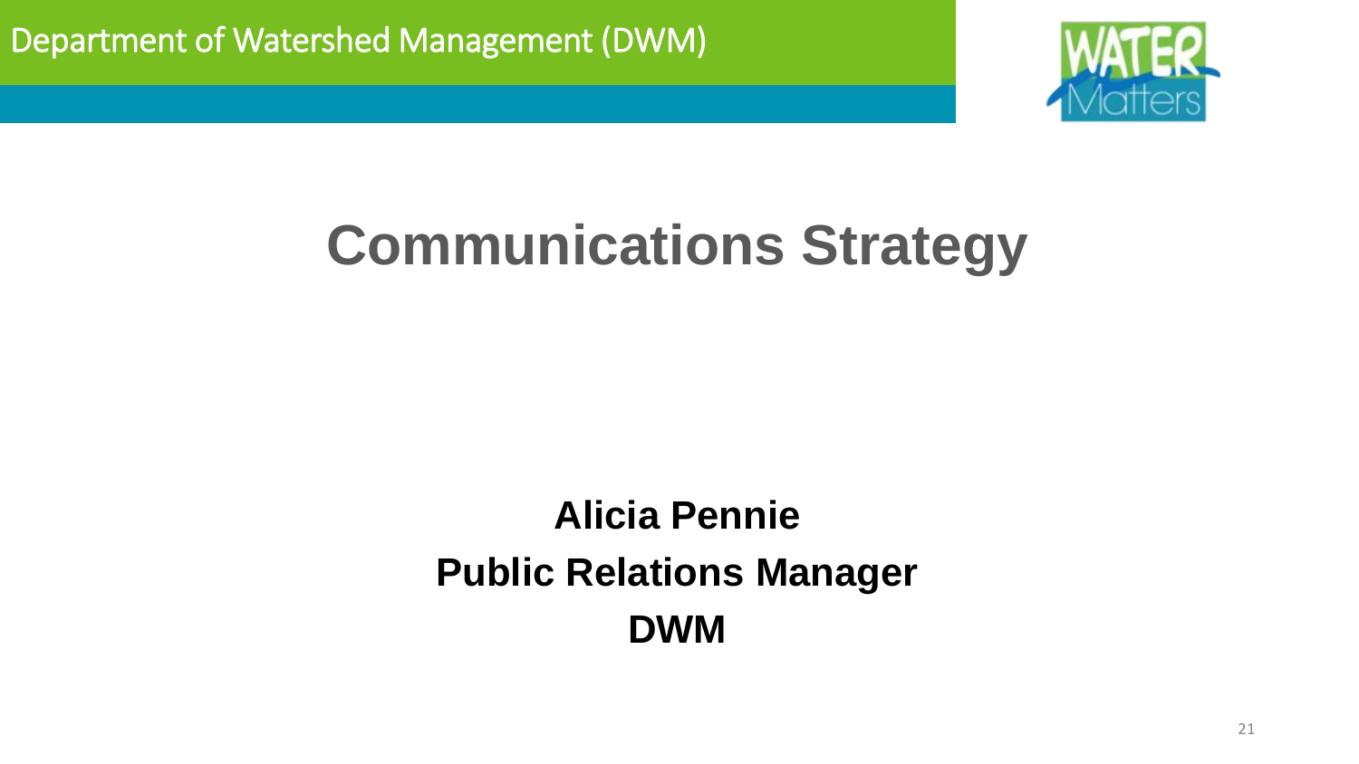# Communications Strategy

**Alicia Pennie**
**Public Relations Manager**
**DWM**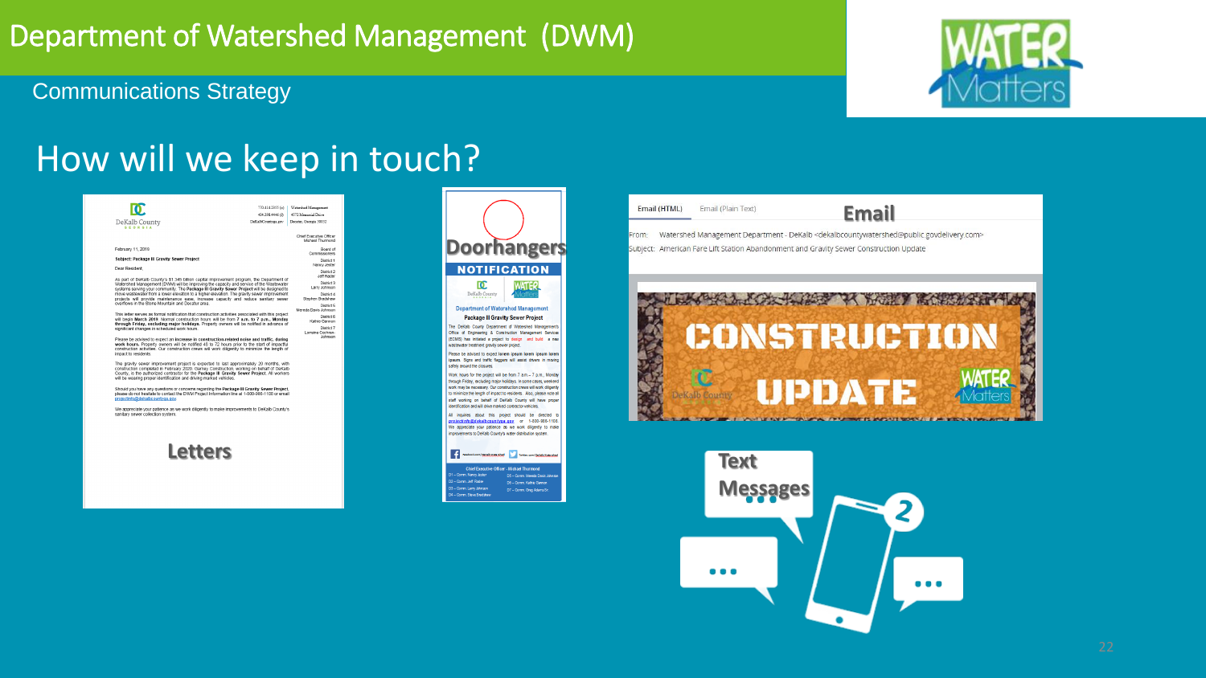# Department of Watershed Management (DWM)

Communications Strategy

## How will we keep in touch?

**Letters**

**Doorhangers**

**Email**

From: Watershed Management Department - DeKalb <dekalbcountywatershed@public.govdelivery.com>

Subject: American Fare Lift Station Abandonment and Gravity Sewer Construction Update

**Text Messages**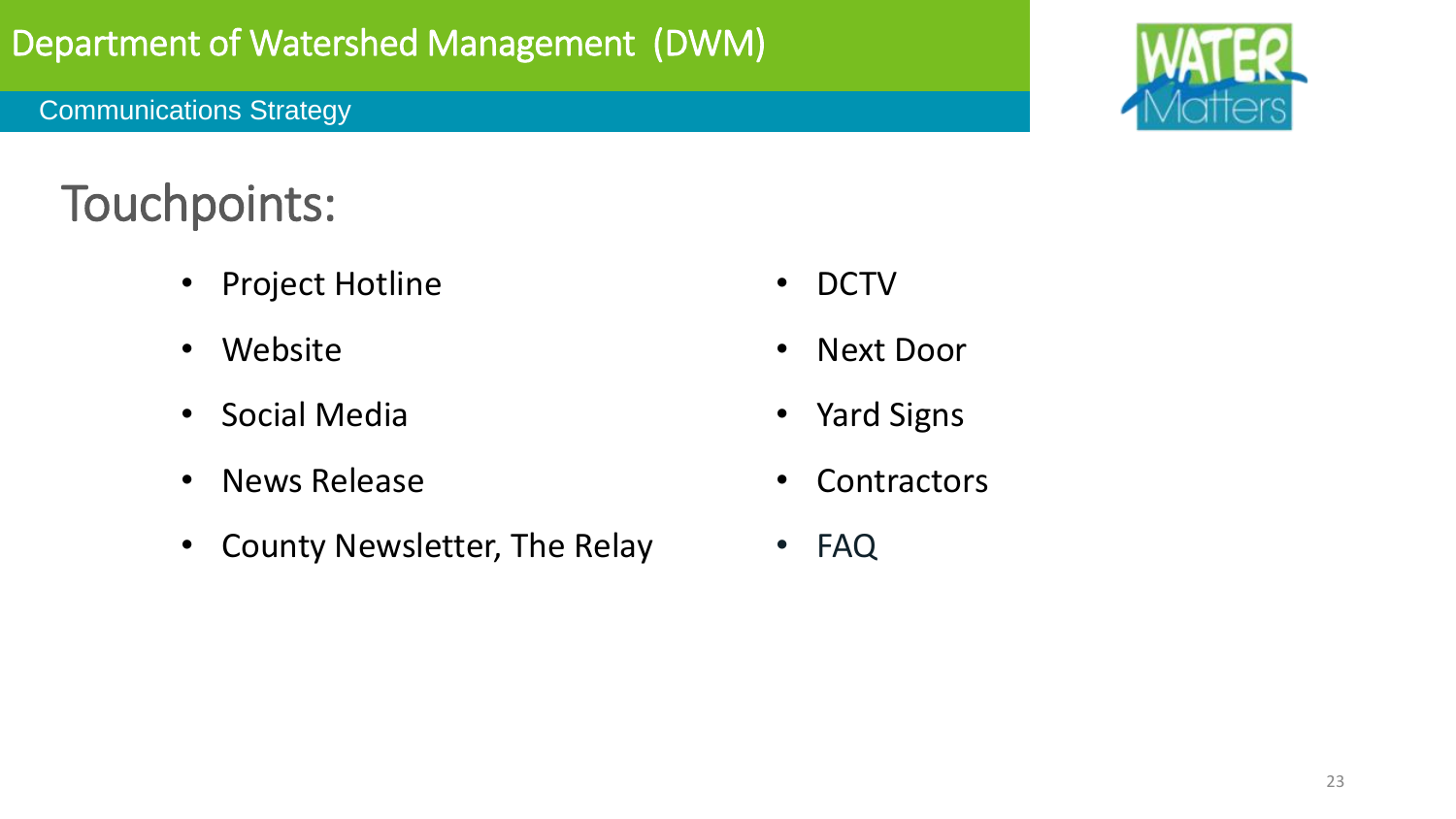# Department of Watershed Management (DWM)

Communications Strategy

## Touchpoints:

- Project Hotline
- Website
- Social Media
- News Release
- County Newsletter, The Relay
- DCTV
- Next Door
- Yard Signs
- Contractors
- FAQ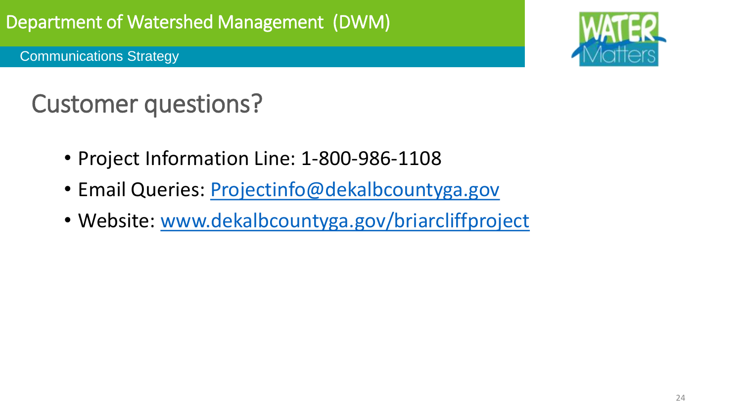# Department of Watershed Management (DWM)

Communications Strategy

## Customer questions?

- Project Information Line: 1-800-986-1108
- Email Queries: [Projectinfo@dekalbcountyga.gov](mailto:Projectinfo@dekalbcountyga.gov)
- Website: [www.dekalbcountyga.gov/briarcliffproject](http://www.dekalbcountyga.gov/briarcliffproject)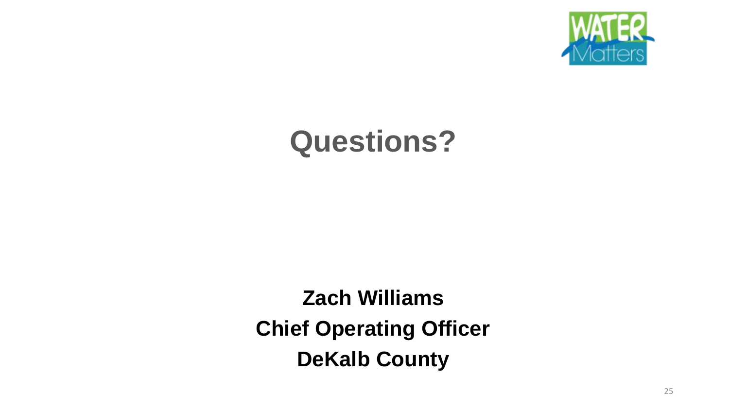# Questions?

**Zach Williams**

**Chief Operating Officer**

**DeKalb County**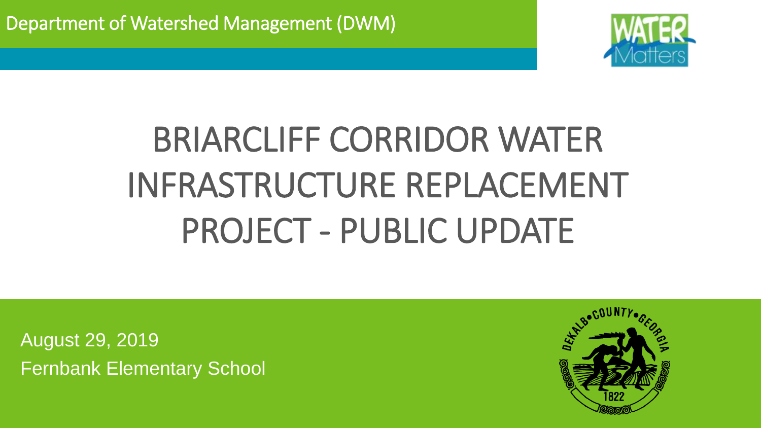Department of Watershed Management (DWM)

# BRIARCLIFF CORRIDOR WATER INFRASTRUCTURE REPLACEMENT PROJECT - PUBLIC UPDATE

August 29, 2019

Fernbank Elementary School